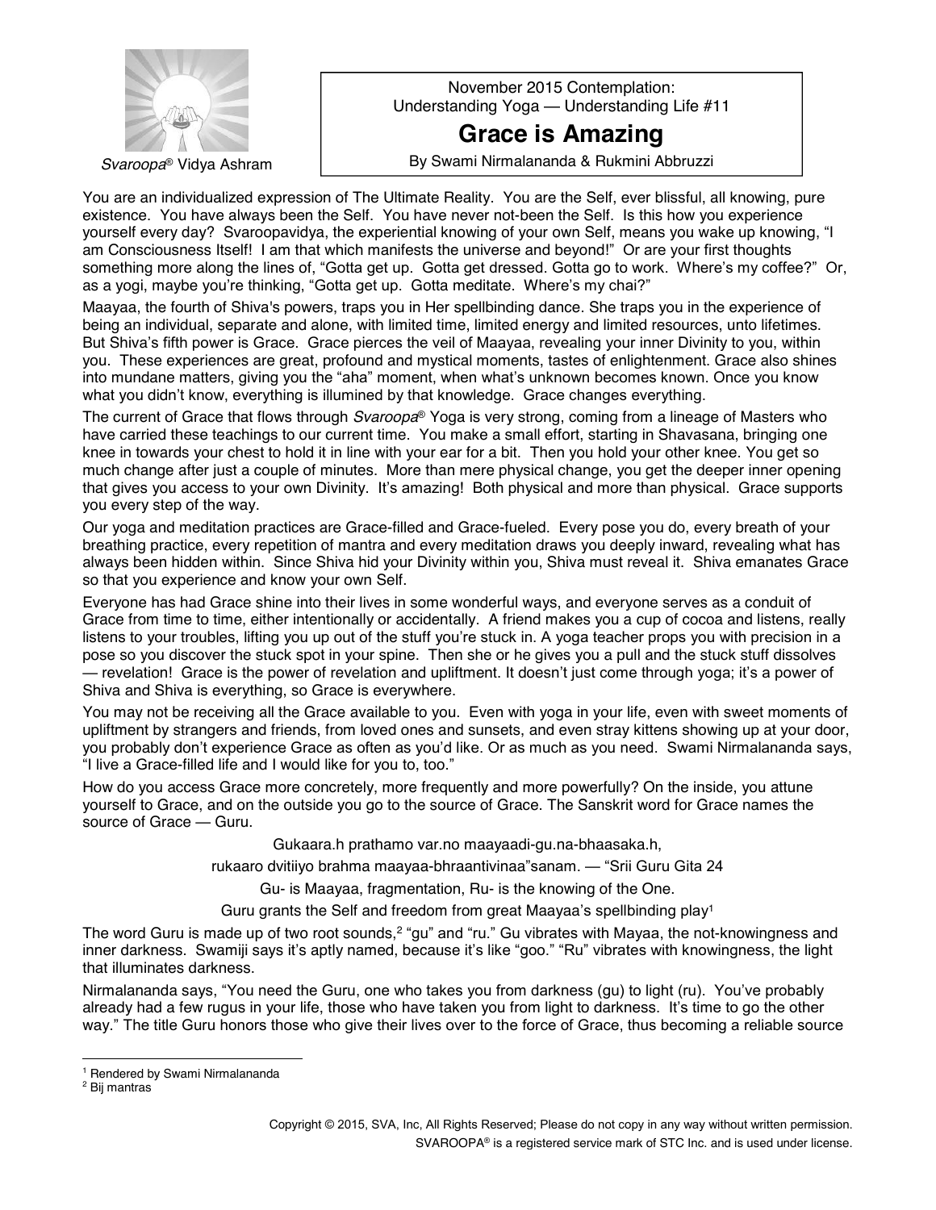*Svaroopa*® Vidya Ashram

November 2015 Contemplation:
Understanding Yoga — Understanding Life #11

# Grace is Amazing

By Swami Nirmalananda & Rukmini Abbruzzi

You are an individualized expression of The Ultimate Reality. You are the Self, ever blissful, all knowing, pure existence. You have always been the Self. You have never not-been the Self. Is this how you experience yourself every day? Svaroopavidya, the experiential knowing of your own Self, means you wake up knowing, "I am Consciousness Itself! I am that which manifests the universe and beyond!" Or are your first thoughts something more along the lines of, "Gotta get up. Gotta get dressed. Gotta go to work. Where's my coffee?" Or, as a yogi, maybe you're thinking, "Gotta get up. Gotta meditate. Where's my chai?"

Maayaa, the fourth of Shiva's powers, traps you in Her spellbinding dance. She traps you in the experience of being an individual, separate and alone, with limited time, limited energy and limited resources, unto lifetimes. But Shiva's fifth power is Grace. Grace pierces the veil of Maayaa, revealing your inner Divinity to you, within you. These experiences are great, profound and mystical moments, tastes of enlightenment. Grace also shines into mundane matters, giving you the "aha" moment, when what's unknown becomes known. Once you know what you didn't know, everything is illumined by that knowledge. Grace changes everything.

The current of Grace that flows through *Svaroopa*® Yoga is very strong, coming from a lineage of Masters who have carried these teachings to our current time. You make a small effort, starting in Shavasana, bringing one knee in towards your chest to hold it in line with your ear for a bit. Then you hold your other knee. You get so much change after just a couple of minutes. More than mere physical change, you get the deeper inner opening that gives you access to your own Divinity. It's amazing! Both physical and more than physical. Grace supports you every step of the way.

Our yoga and meditation practices are Grace-filled and Grace-fueled. Every pose you do, every breath of your breathing practice, every repetition of mantra and every meditation draws you deeply inward, revealing what has always been hidden within. Since Shiva hid your Divinity within you, Shiva must reveal it. Shiva emanates Grace so that you experience and know your own Self.

Everyone has had Grace shine into their lives in some wonderful ways, and everyone serves as a conduit of Grace from time to time, either intentionally or accidentally. A friend makes you a cup of cocoa and listens, really listens to your troubles, lifting you up out of the stuff you're stuck in. A yoga teacher props you with precision in a pose so you discover the stuck spot in your spine. Then she or he gives you a pull and the stuck stuff dissolves — revelation! Grace is the power of revelation and upliftment. It doesn't just come through yoga; it's a power of Shiva and Shiva is everything, so Grace is everywhere.

You may not be receiving all the Grace available to you. Even with yoga in your life, even with sweet moments of upliftment by strangers and friends, from loved ones and sunsets, and even stray kittens showing up at your door, you probably don't experience Grace as often as you'd like. Or as much as you need. Swami Nirmalananda says, "I live a Grace-filled life and I would like for you to, too."

How do you access Grace more concretely, more frequently and more powerfully? On the inside, you attune yourself to Grace, and on the outside you go to the source of Grace. The Sanskrit word for Grace names the source of Grace — Guru.

Gukaara.h prathamo var.no maayaadi-gu.na-bhaasaka.h,

rukaaro dvitiiyo brahma maayaa-bhraantivinaa"sanam. — "Srii Guru Gita 24

Gu- is Maayaa, fragmentation, Ru- is the knowing of the One.

Guru grants the Self and freedom from great Maayaa's spellbinding play[1]

The word Guru is made up of two root sounds,[2] "gu" and "ru." Gu vibrates with Mayaa, the not-knowingness and inner darkness. Swamiji says it's aptly named, because it's like "goo." "Ru" vibrates with knowingness, the light that illuminates darkness.

Nirmalananda says, "You need the Guru, one who takes you from darkness (gu) to light (ru). You've probably already had a few rugus in your life, those who have taken you from light to darkness. It's time to go the other way." The title Guru honors those who give their lives over to the force of Grace, thus becoming a reliable source

[1] Rendered by Swami Nirmalananda

[2] Bij mantras

Copyright © 2015, SVA, Inc, All Rights Reserved; Please do not copy in any way without written permission.
SVAROOPA® is a registered service mark of STC Inc. and is used under license.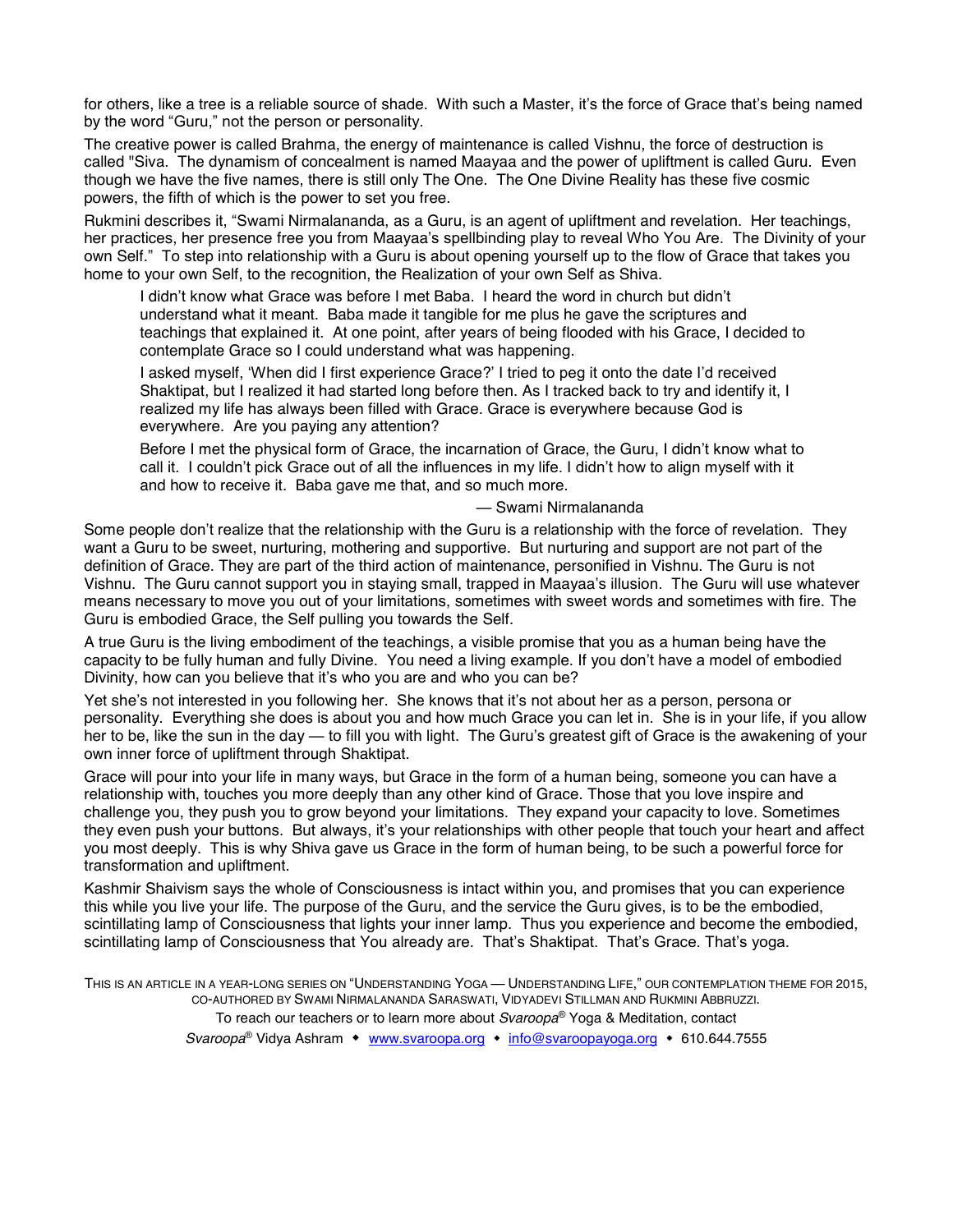for others, like a tree is a reliable source of shade. With such a Master, it's the force of Grace that's being named by the word "Guru," not the person or personality.

The creative power is called Brahma, the energy of maintenance is called Vishnu, the force of destruction is called "Siva. The dynamism of concealment is named Maayaa and the power of upliftment is called Guru. Even though we have the five names, there is still only The One. The One Divine Reality has these five cosmic powers, the fifth of which is the power to set you free.

Rukmini describes it, "Swami Nirmalananda, as a Guru, is an agent of upliftment and revelation. Her teachings, her practices, her presence free you from Maayaa's spellbinding play to reveal Who You Are. The Divinity of your own Self." To step into relationship with a Guru is about opening yourself up to the flow of Grace that takes you home to your own Self, to the recognition, the Realization of your own Self as Shiva.

> I didn't know what Grace was before I met Baba. I heard the word in church but didn't understand what it meant. Baba made it tangible for me plus he gave the scriptures and teachings that explained it. At one point, after years of being flooded with his Grace, I decided to contemplate Grace so I could understand what was happening.
>
> I asked myself, 'When did I first experience Grace?' I tried to peg it onto the date I'd received Shaktipat, but I realized it had started long before then. As I tracked back to try and identify it, I realized my life has always been filled with Grace. Grace is everywhere because God is everywhere. Are you paying any attention?
>
> Before I met the physical form of Grace, the incarnation of Grace, the Guru, I didn't know what to call it. I couldn't pick Grace out of all the influences in my life. I didn't how to align myself with it and how to receive it. Baba gave me that, and so much more.
>
> — Swami Nirmalananda

Some people don't realize that the relationship with the Guru is a relationship with the force of revelation. They want a Guru to be sweet, nurturing, mothering and supportive. But nurturing and support are not part of the definition of Grace. They are part of the third action of maintenance, personified in Vishnu. The Guru is not Vishnu. The Guru cannot support you in staying small, trapped in Maayaa's illusion. The Guru will use whatever means necessary to move you out of your limitations, sometimes with sweet words and sometimes with fire. The Guru is embodied Grace, the Self pulling you towards the Self.

A true Guru is the living embodiment of the teachings, a visible promise that you as a human being have the capacity to be fully human and fully Divine. You need a living example. If you don't have a model of embodied Divinity, how can you believe that it's who you are and who you can be?

Yet she's not interested in you following her. She knows that it's not about her as a person, persona or personality. Everything she does is about you and how much Grace you can let in. She is in your life, if you allow her to be, like the sun in the day — to fill you with light. The Guru's greatest gift of Grace is the awakening of your own inner force of upliftment through Shaktipat.

Grace will pour into your life in many ways, but Grace in the form of a human being, someone you can have a relationship with, touches you more deeply than any other kind of Grace. Those that you love inspire and challenge you, they push you to grow beyond your limitations. They expand your capacity to love. Sometimes they even push your buttons. But always, it's your relationships with other people that touch your heart and affect you most deeply. This is why Shiva gave us Grace in the form of human being, to be such a powerful force for transformation and upliftment.

Kashmir Shaivism says the whole of Consciousness is intact within you, and promises that you can experience this while you live your life. The purpose of the Guru, and the service the Guru gives, is to be the embodied, scintillating lamp of Consciousness that lights your inner lamp. Thus you experience and become the embodied, scintillating lamp of Consciousness that You already are. That's Shaktipat. That's Grace. That's yoga.

THIS IS AN ARTICLE IN A YEAR-LONG SERIES ON "UNDERSTANDING YOGA — UNDERSTANDING LIFE," OUR CONTEMPLATION THEME FOR 2015, CO-AUTHORED BY SWAMI NIRMALANANDA SARASWATI, VIDYADEVI STILLMAN AND RUKMINI ABBRUZZI.

To reach our teachers or to learn more about *Svaroopa®* Yoga & Meditation, contact

*Svaroopa®* Vidya Ashram ◆ www.svaroopa.org ◆ info@svaroopayoga.org ◆ 610.644.7555